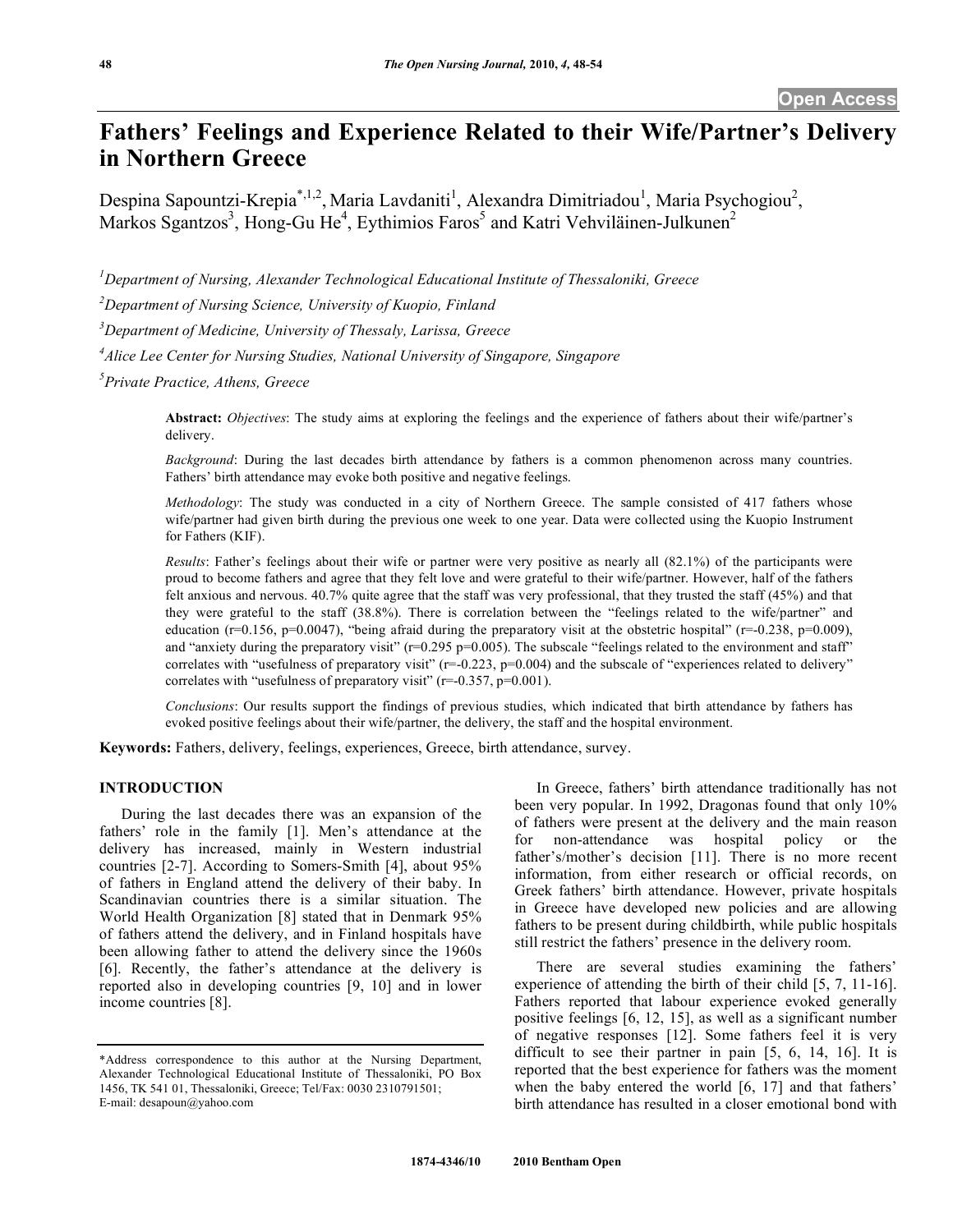# Fathers' Feelings and Experience Related to their Wife/Partner's Delivery in Northern Greece

Despina Sapountzi-Krepia[*,1,2], Maria Lavdaniti[1], Alexandra Dimitriadou[1], Maria Psychogiou[2], Markos Sgantzos[3], Hong-Gu He[4], Eythimios Faros[5] and Katri Vehviläinen-Julkunen[2]

[1]*Department of Nursing, Alexander Technological Educational Institute of Thessaloniki, Greece*

[2]*Department of Nursing Science, University of Kuopio, Finland*

[3]*Department of Medicine, University of Thessaly, Larissa, Greece*

[4]*Alice Lee Center for Nursing Studies, National University of Singapore, Singapore*

[5]*Private Practice, Athens, Greece*

**Abstract:** *Objectives*: The study aims at exploring the feelings and the experience of fathers about their wife/partner's delivery.

*Background*: During the last decades birth attendance by fathers is a common phenomenon across many countries. Fathers' birth attendance may evoke both positive and negative feelings.

*Methodology*: The study was conducted in a city of Northern Greece. The sample consisted of 417 fathers whose wife/partner had given birth during the previous one week to one year. Data were collected using the Kuopio Instrument for Fathers (KIF).

*Results*: Father's feelings about their wife or partner were very positive as nearly all (82.1%) of the participants were proud to become fathers and agree that they felt love and were grateful to their wife/partner. However, half of the fathers felt anxious and nervous. 40.7% quite agree that the staff was very professional, that they trusted the staff (45%) and that they were grateful to the staff (38.8%). There is correlation between the "feelings related to the wife/partner" and education (r=0.156, p=0.0047), "being afraid during the preparatory visit at the obstetric hospital" (r=-0.238, p=0.009), and "anxiety during the preparatory visit" (r=0.295 p=0.005). The subscale "feelings related to the environment and staff" correlates with "usefulness of preparatory visit" (r=-0.223, p=0.004) and the subscale of "experiences related to delivery" correlates with "usefulness of preparatory visit" (r=-0.357, p=0.001).

*Conclusions*: Our results support the findings of previous studies, which indicated that birth attendance by fathers has evoked positive feelings about their wife/partner, the delivery, the staff and the hospital environment.

**Keywords:** Fathers, delivery, feelings, experiences, Greece, birth attendance, survey.

## INTRODUCTION

During the last decades there was an expansion of the fathers' role in the family [1]. Men's attendance at the delivery has increased, mainly in Western industrial countries [2-7]. According to Somers-Smith [4], about 95% of fathers in England attend the delivery of their baby. In Scandinavian countries there is a similar situation. The World Health Organization [8] stated that in Denmark 95% of fathers attend the delivery, and in Finland hospitals have been allowing father to attend the delivery since the 1960s [6]. Recently, the father's attendance at the delivery is reported also in developing countries [9, 10] and in lower income countries [8].

In Greece, fathers' birth attendance traditionally has not been very popular. In 1992, Dragonas found that only 10% of fathers were present at the delivery and the main reason for non-attendance was hospital policy or the father's/mother's decision [11]. There is no more recent information, from either research or official records, on Greek fathers' birth attendance. However, private hospitals in Greece have developed new policies and are allowing fathers to be present during childbirth, while public hospitals still restrict the fathers' presence in the delivery room.

There are several studies examining the fathers' experience of attending the birth of their child [5, 7, 11-16]. Fathers reported that labour experience evoked generally positive feelings [6, 12, 15], as well as a significant number of negative responses [12]. Some fathers feel it is very difficult to see their partner in pain [5, 6, 14, 16]. It is reported that the best experience for fathers was the moment when the baby entered the world [6, 17] and that fathers' birth attendance has resulted in a closer emotional bond with

*Address correspondence to this author at the Nursing Department, Alexander Technological Educational Institute of Thessaloniki, PO Box 1456, TK 541 01, Thessaloniki, Greece; Tel/Fax: 0030 2310791501; E-mail: desapoun@yahoo.com

1874-4346/10 2010 Bentham Open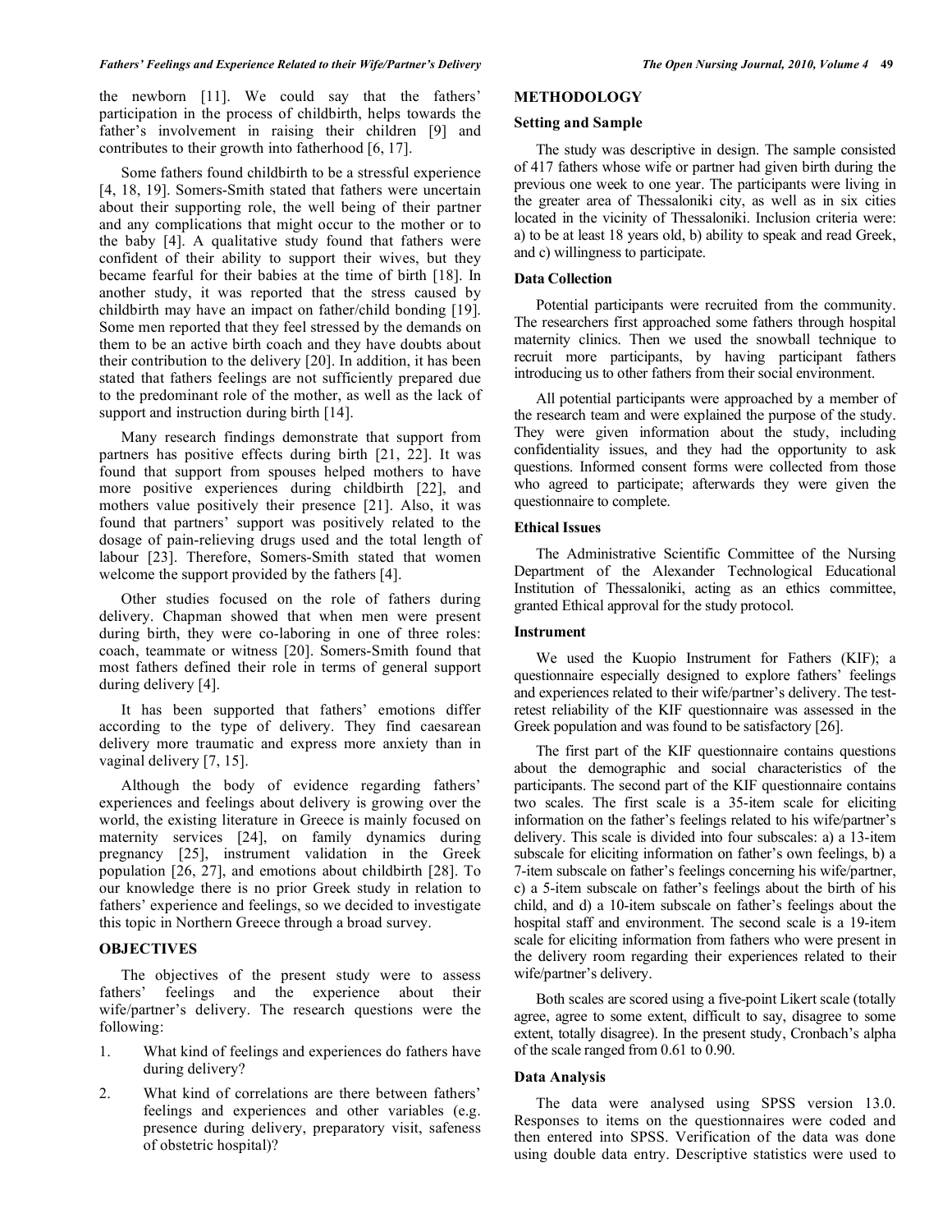the newborn [11]. We could say that the fathers' participation in the process of childbirth, helps towards the father's involvement in raising their children [9] and contributes to their growth into fatherhood [6, 17].

Some fathers found childbirth to be a stressful experience [4, 18, 19]. Somers-Smith stated that fathers were uncertain about their supporting role, the well being of their partner and any complications that might occur to the mother or to the baby [4]. A qualitative study found that fathers were confident of their ability to support their wives, but they became fearful for their babies at the time of birth [18]. In another study, it was reported that the stress caused by childbirth may have an impact on father/child bonding [19]. Some men reported that they feel stressed by the demands on them to be an active birth coach and they have doubts about their contribution to the delivery [20]. In addition, it has been stated that fathers feelings are not sufficiently prepared due to the predominant role of the mother, as well as the lack of support and instruction during birth [14].

Many research findings demonstrate that support from partners has positive effects during birth [21, 22]. It was found that support from spouses helped mothers to have more positive experiences during childbirth [22], and mothers value positively their presence [21]. Also, it was found that partners' support was positively related to the dosage of pain-relieving drugs used and the total length of labour [23]. Therefore, Somers-Smith stated that women welcome the support provided by the fathers [4].

Other studies focused on the role of fathers during delivery. Chapman showed that when men were present during birth, they were co-laboring in one of three roles: coach, teammate or witness [20]. Somers-Smith found that most fathers defined their role in terms of general support during delivery [4].

It has been supported that fathers' emotions differ according to the type of delivery. They find caesarean delivery more traumatic and express more anxiety than in vaginal delivery [7, 15].

Although the body of evidence regarding fathers' experiences and feelings about delivery is growing over the world, the existing literature in Greece is mainly focused on maternity services [24], on family dynamics during pregnancy [25], instrument validation in the Greek population [26, 27], and emotions about childbirth [28]. To our knowledge there is no prior Greek study in relation to fathers' experience and feelings, so we decided to investigate this topic in Northern Greece through a broad survey.

## OBJECTIVES

The objectives of the present study were to assess fathers' feelings and the experience about their wife/partner's delivery. The research questions were the following:

1. What kind of feelings and experiences do fathers have during delivery?
2. What kind of correlations are there between fathers' feelings and experiences and other variables (e.g. presence during delivery, preparatory visit, safeness of obstetric hospital)?

## METHODOLOGY

### Setting and Sample

The study was descriptive in design. The sample consisted of 417 fathers whose wife or partner had given birth during the previous one week to one year. The participants were living in the greater area of Thessaloniki city, as well as in six cities located in the vicinity of Thessaloniki. Inclusion criteria were: a) to be at least 18 years old, b) ability to speak and read Greek, and c) willingness to participate.

### Data Collection

Potential participants were recruited from the community. The researchers first approached some fathers through hospital maternity clinics. Then we used the snowball technique to recruit more participants, by having participant fathers introducing us to other fathers from their social environment.

All potential participants were approached by a member of the research team and were explained the purpose of the study. They were given information about the study, including confidentiality issues, and they had the opportunity to ask questions. Informed consent forms were collected from those who agreed to participate; afterwards they were given the questionnaire to complete.

### Ethical Issues

The Administrative Scientific Committee of the Nursing Department of the Alexander Technological Educational Institution of Thessaloniki, acting as an ethics committee, granted Ethical approval for the study protocol.

### Instrument

We used the Kuopio Instrument for Fathers (KIF); a questionnaire especially designed to explore fathers' feelings and experiences related to their wife/partner's delivery. The test-retest reliability of the KIF questionnaire was assessed in the Greek population and was found to be satisfactory [26].

The first part of the KIF questionnaire contains questions about the demographic and social characteristics of the participants. The second part of the KIF questionnaire contains two scales. The first scale is a 35-item scale for eliciting information on the father's feelings related to his wife/partner's delivery. This scale is divided into four subscales: a) a 13-item subscale for eliciting information on father's own feelings, b) a 7-item subscale on father's feelings concerning his wife/partner, c) a 5-item subscale on father's feelings about the birth of his child, and d) a 10-item subscale on father's feelings about the hospital staff and environment. The second scale is a 19-item scale for eliciting information from fathers who were present in the delivery room regarding their experiences related to their wife/partner's delivery.

Both scales are scored using a five-point Likert scale (totally agree, agree to some extent, difficult to say, disagree to some extent, totally disagree). In the present study, Cronbach's alpha of the scale ranged from 0.61 to 0.90.

### Data Analysis

The data were analysed using SPSS version 13.0. Responses to items on the questionnaires were coded and then entered into SPSS. Verification of the data was done using double data entry. Descriptive statistics were used to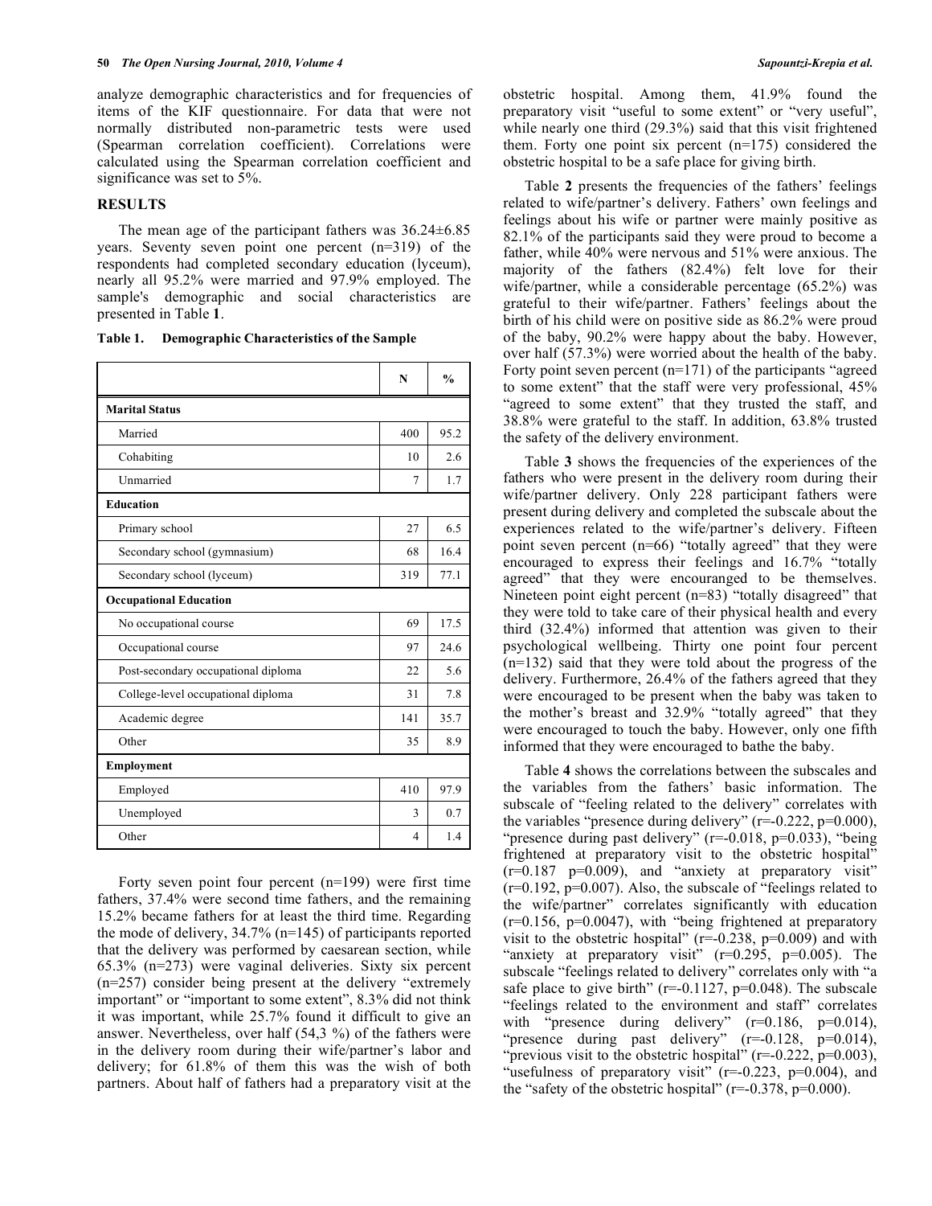analyze demographic characteristics and for frequencies of items of the KIF questionnaire. For data that were not normally distributed non-parametric tests were used (Spearman correlation coefficient). Correlations were calculated using the Spearman correlation coefficient and significance was set to 5%.

## RESULTS

The mean age of the participant fathers was 36.24±6.85 years. Seventy seven point one percent (n=319) of the respondents had completed secondary education (lyceum), nearly all 95.2% were married and 97.9% employed. The sample's demographic and social characteristics are presented in Table **1**.

**Table 1. Demographic Characteristics of the Sample**

| | N | % |
|---|---|---|
| **Marital Status** | | |
| Married | 400 | 95.2 |
| Cohabiting | 10 | 2.6 |
| Unmarried | 7 | 1.7 |
| **Education** | | |
| Primary school | 27 | 6.5 |
| Secondary school (gymnasium) | 68 | 16.4 |
| Secondary school (lyceum) | 319 | 77.1 |
| **Occupational Education** | | |
| No occupational course | 69 | 17.5 |
| Occupational course | 97 | 24.6 |
| Post-secondary occupational diploma | 22 | 5.6 |
| College-level occupational diploma | 31 | 7.8 |
| Academic degree | 141 | 35.7 |
| Other | 35 | 8.9 |
| **Employment** | | |
| Employed | 410 | 97.9 |
| Unemployed | 3 | 0.7 |
| Other | 4 | 1.4 |

Forty seven point four percent (n=199) were first time fathers, 37.4% were second time fathers, and the remaining 15.2% became fathers for at least the third time. Regarding the mode of delivery, 34.7% (n=145) of participants reported that the delivery was performed by caesarean section, while 65.3% (n=273) were vaginal deliveries. Sixty six percent (n=257) consider being present at the delivery "extremely important" or "important to some extent", 8.3% did not think it was important, while 25.7% found it difficult to give an answer. Nevertheless, over half (54,3 %) of the fathers were in the delivery room during their wife/partner's labor and delivery; for 61.8% of them this was the wish of both partners. About half of fathers had a preparatory visit at the obstetric hospital. Among them, 41.9% found the preparatory visit "useful to some extent" or "very useful", while nearly one third (29.3%) said that this visit frightened them. Forty one point six percent (n=175) considered the obstetric hospital to be a safe place for giving birth.

Table **2** presents the frequencies of the fathers' feelings related to wife/partner's delivery. Fathers' own feelings and feelings about his wife or partner were mainly positive as 82.1% of the participants said they were proud to become a father, while 40% were nervous and 51% were anxious. The majority of the fathers (82.4%) felt love for their wife/partner, while a considerable percentage (65.2%) was grateful to their wife/partner. Fathers' feelings about the birth of his child were on positive side as 86.2% were proud of the baby, 90.2% were happy about the baby. However, over half (57.3%) were worried about the health of the baby. Forty point seven percent (n=171) of the participants "agreed to some extent" that the staff were very professional, 45% "agreed to some extent" that they trusted the staff, and 38.8% were grateful to the staff. In addition, 63.8% trusted the safety of the delivery environment.

Table **3** shows the frequencies of the experiences of the fathers who were present in the delivery room during their wife/partner delivery. Only 228 participant fathers were present during delivery and completed the subscale about the experiences related to the wife/partner's delivery. Fifteen point seven percent (n=66) "totally agreed" that they were encouraged to express their feelings and 16.7% "totally agreed" that they were encouranged to be themselves. Nineteen point eight percent (n=83) "totally disagreed" that they were told to take care of their physical health and every third (32.4%) informed that attention was given to their psychological wellbeing. Thirty one point four percent (n=132) said that they were told about the progress of the delivery. Furthermore, 26.4% of the fathers agreed that they were encouraged to be present when the baby was taken to the mother's breast and 32.9% "totally agreed" that they were encouraged to touch the baby. However, only one fifth informed that they were encouraged to bathe the baby.

Table **4** shows the correlations between the subscales and the variables from the fathers' basic information. The subscale of "feeling related to the delivery" correlates with the variables "presence during delivery" (r=-0.222, p=0.000), "presence during past delivery" (r=-0.018, p=0.033), "being frightened at preparatory visit to the obstetric hospital" (r=0.187 p=0.009), and "anxiety at preparatory visit" (r=0.192, p=0.007). Also, the subscale of "feelings related to the wife/partner" correlates significantly with education (r=0.156, p=0.0047), with "being frightened at preparatory visit to the obstetric hospital" (r=-0.238, p=0.009) and with "anxiety at preparatory visit" (r=0.295, p=0.005). The subscale "feelings related to delivery" correlates only with "a safe place to give birth" (r=-0.1127, p=0.048). The subscale "feelings related to the environment and staff" correlates with "presence during delivery" (r=0.186, p=0.014), "presence during past delivery" (r=-0.128, p=0.014), "previous visit to the obstetric hospital" (r=-0.222, p=0.003), "usefulness of preparatory visit" (r=-0.223, p=0.004), and the "safety of the obstetric hospital" (r=-0.378, p=0.000).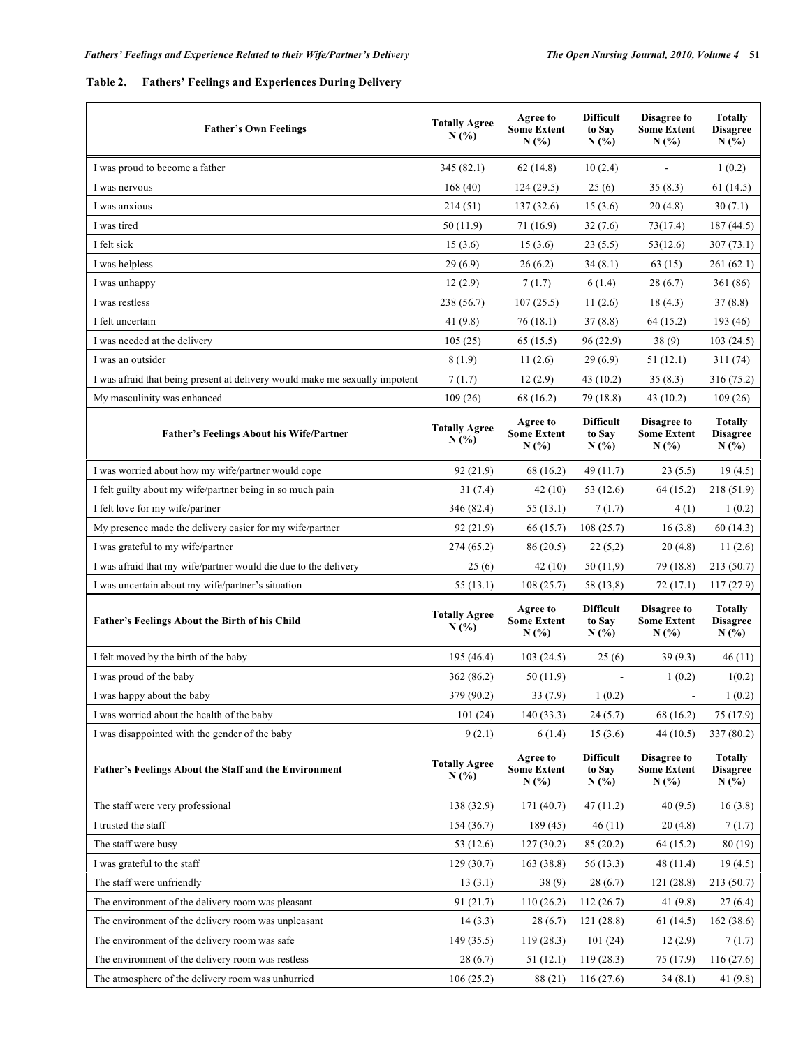**Table 2. Fathers' Feelings and Experiences During Delivery**

| Father's Own Feelings | Totally Agree N (%) | Agree to Some Extent N (%) | Difficult to Say N (%) | Disagree to Some Extent N (%) | Totally Disagree N (%) |
|---|---|---|---|---|---|
| I was proud to become a father | 345 (82.1) | 62 (14.8) | 10 (2.4) | - | 1 (0.2) |
| I was nervous | 168 (40) | 124 (29.5) | 25 (6) | 35 (8.3) | 61 (14.5) |
| I was anxious | 214 (51) | 137 (32.6) | 15 (3.6) | 20 (4.8) | 30 (7.1) |
| I was tired | 50 (11.9) | 71 (16.9) | 32 (7.6) | 73(17.4) | 187 (44.5) |
| I felt sick | 15 (3.6) | 15 (3.6) | 23 (5.5) | 53(12.6) | 307 (73.1) |
| I was helpless | 29 (6.9) | 26 (6.2) | 34 (8.1) | 63 (15) | 261 (62.1) |
| I was unhappy | 12 (2.9) | 7 (1.7) | 6 (1.4) | 28 (6.7) | 361 (86) |
| I was restless | 238 (56.7) | 107 (25.5) | 11 (2.6) | 18 (4.3) | 37 (8.8) |
| I felt uncertain | 41 (9.8) | 76 (18.1) | 37 (8.8) | 64 (15.2) | 193 (46) |
| I was needed at the delivery | 105 (25) | 65 (15.5) | 96 (22.9) | 38 (9) | 103 (24.5) |
| I was an outsider | 8 (1.9) | 11 (2.6) | 29 (6.9) | 51 (12.1) | 311 (74) |
| I was afraid that being present at delivery would make me sexually impotent | 7 (1.7) | 12 (2.9) | 43 (10.2) | 35 (8.3) | 316 (75.2) |
| My masculinity was enhanced | 109 (26) | 68 (16.2) | 79 (18.8) | 43 (10.2) | 109 (26) |
| **Father's Feelings About his Wife/Partner** | **Totally Agree N (%)** | **Agree to Some Extent N (%)** | **Difficult to Say N (%)** | **Disagree to Some Extent N (%)** | **Totally Disagree N (%)** |
| I was worried about how my wife/partner would cope | 92 (21.9) | 68 (16.2) | 49 (11.7) | 23 (5.5) | 19 (4.5) |
| I felt guilty about my wife/partner being in so much pain | 31 (7.4) | 42 (10) | 53 (12.6) | 64 (15.2) | 218 (51.9) |
| I felt love for my wife/partner | 346 (82.4) | 55 (13.1) | 7 (1.7) | 4 (1) | 1 (0.2) |
| My presence made the delivery easier for my wife/partner | 92 (21.9) | 66 (15.7) | 108 (25.7) | 16 (3.8) | 60 (14.3) |
| I was grateful to my wife/partner | 274 (65.2) | 86 (20.5) | 22 (5,2) | 20 (4.8) | 11 (2.6) |
| I was afraid that my wife/partner would die due to the delivery | 25 (6) | 42 (10) | 50 (11,9) | 79 (18.8) | 213 (50.7) |
| I was uncertain about my wife/partner's situation | 55 (13.1) | 108 (25.7) | 58 (13,8) | 72 (17.1) | 117 (27.9) |
| **Father's Feelings About the Birth of his Child** | **Totally Agree N (%)** | **Agree to Some Extent N (%)** | **Difficult to Say N (%)** | **Disagree to Some Extent N (%)** | **Totally Disagree N (%)** |
| I felt moved by the birth of the baby | 195 (46.4) | 103 (24.5) | 25 (6) | 39 (9.3) | 46 (11) |
| I was proud of the baby | 362 (86.2) | 50 (11.9) | - | 1 (0.2) | 1(0.2) |
| I was happy about the baby | 379 (90.2) | 33 (7.9) | 1 (0.2) | - | 1 (0.2) |
| I was worried about the health of the baby | 101 (24) | 140 (33.3) | 24 (5.7) | 68 (16.2) | 75 (17.9) |
| I was disappointed with the gender of the baby | 9 (2.1) | 6 (1.4) | 15 (3.6) | 44 (10.5) | 337 (80.2) |
| **Father's Feelings About the Staff and the Environment** | **Totally Agree N (%)** | **Agree to Some Extent N (%)** | **Difficult to Say N (%)** | **Disagree to Some Extent N (%)** | **Totally Disagree N (%)** |
| The staff were very professional | 138 (32.9) | 171 (40.7) | 47 (11.2) | 40 (9.5) | 16 (3.8) |
| I trusted the staff | 154 (36.7) | 189 (45) | 46 (11) | 20 (4.8) | 7 (1.7) |
| The staff were busy | 53 (12.6) | 127 (30.2) | 85 (20.2) | 64 (15.2) | 80 (19) |
| I was grateful to the staff | 129 (30.7) | 163 (38.8) | 56 (13.3) | 48 (11.4) | 19 (4.5) |
| The staff were unfriendly | 13 (3.1) | 38 (9) | 28 (6.7) | 121 (28.8) | 213 (50.7) |
| The environment of the delivery room was pleasant | 91 (21.7) | 110 (26.2) | 112 (26.7) | 41 (9.8) | 27 (6.4) |
| The environment of the delivery room was unpleasant | 14 (3.3) | 28 (6.7) | 121 (28.8) | 61 (14.5) | 162 (38.6) |
| The environment of the delivery room was safe | 149 (35.5) | 119 (28.3) | 101 (24) | 12 (2.9) | 7 (1.7) |
| The environment of the delivery room was restless | 28 (6.7) | 51 (12.1) | 119 (28.3) | 75 (17.9) | 116 (27.6) |
| The atmosphere of the delivery room was unhurried | 106 (25.2) | 88 (21) | 116 (27.6) | 34 (8.1) | 41 (9.8) |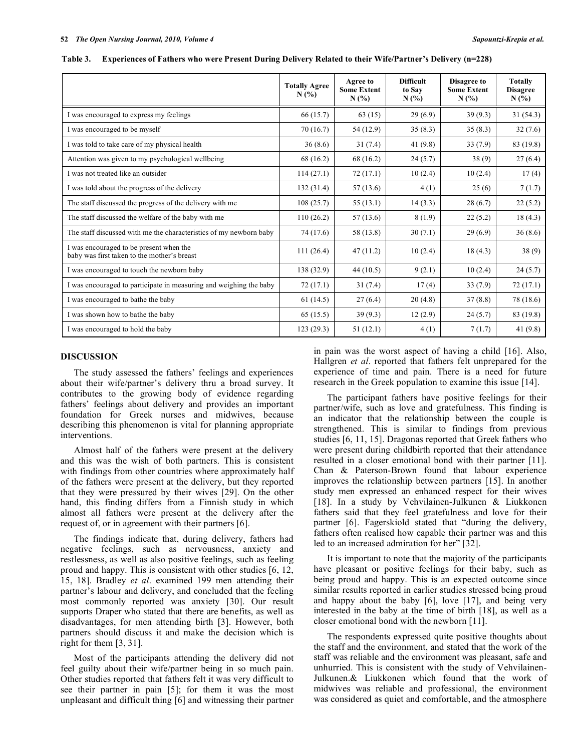**Table 3. Experiences of Fathers who were Present During Delivery Related to their Wife/Partner's Delivery (n=228)**

| | Totally Agree N (%) | Agree to Some Extent N (%) | Difficult to Say N (%) | Disagree to Some Extent N (%) | Totally Disagree N (%) |
|---|---|---|---|---|---|
| I was encouraged to express my feelings | 66 (15.7) | 63 (15) | 29 (6.9) | 39 (9.3) | 31 (54.3) |
| I was encouraged to be myself | 70 (16.7) | 54 (12.9) | 35 (8.3) | 35 (8.3) | 32 (7.6) |
| I was told to take care of my physical health | 36 (8.6) | 31 (7.4) | 41 (9.8) | 33 (7.9) | 83 (19.8) |
| Attention was given to my psychological wellbeing | 68 (16.2) | 68 (16.2) | 24 (5.7) | 38 (9) | 27 (6.4) |
| I was not treated like an outsider | 114 (27.1) | 72 (17.1) | 10 (2.4) | 10 (2.4) | 17 (4) |
| I was told about the progress of the delivery | 132 (31.4) | 57 (13.6) | 4 (1) | 25 (6) | 7 (1.7) |
| The staff discussed the progress of the delivery with me | 108 (25.7) | 55 (13.1) | 14 (3.3) | 28 (6.7) | 22 (5.2) |
| The staff discussed the welfare of the baby with me | 110 (26.2) | 57 (13.6) | 8 (1.9) | 22 (5.2) | 18 (4.3) |
| The staff discussed with me the characteristics of my newborn baby | 74 (17.6) | 58 (13.8) | 30 (7.1) | 29 (6.9) | 36 (8.6) |
| I was encouraged to be present when the baby was first taken to the mother's breast | 111 (26.4) | 47 (11.2) | 10 (2.4) | 18 (4.3) | 38 (9) |
| I was encouraged to touch the newborn baby | 138 (32.9) | 44 (10.5) | 9 (2.1) | 10 (2.4) | 24 (5.7) |
| I was encouraged to participate in measuring and weighing the baby | 72 (17.1) | 31 (7.4) | 17 (4) | 33 (7.9) | 72 (17.1) |
| I was encouraged to bathe the baby | 61 (14.5) | 27 (6.4) | 20 (4.8) | 37 (8.8) | 78 (18.6) |
| I was shown how to bathe the baby | 65 (15.5) | 39 (9.3) | 12 (2.9) | 24 (5.7) | 83 (19.8) |
| I was encouraged to hold the baby | 123 (29.3) | 51 (12.1) | 4 (1) | 7 (1.7) | 41 (9.8) |

## DISCUSSION

The study assessed the fathers' feelings and experiences about their wife/partner's delivery thru a broad survey. It contributes to the growing body of evidence regarding fathers' feelings about delivery and provides an important foundation for Greek nurses and midwives, because describing this phenomenon is vital for planning appropriate interventions.

Almost half of the fathers were present at the delivery and this was the wish of both partners. This is consistent with findings from other countries where approximately half of the fathers were present at the delivery, but they reported that they were pressured by their wives [29]. On the other hand, this finding differs from a Finnish study in which almost all fathers were present at the delivery after the request of, or in agreement with their partners [6].

The findings indicate that, during delivery, fathers had negative feelings, such as nervousness, anxiety and restlessness, as well as also positive feelings, such as feeling proud and happy. This is consistent with other studies [6, 12, 15, 18]. Bradley *et al*. examined 199 men attending their partner's labour and delivery, and concluded that the feeling most commonly reported was anxiety [30]. Our result supports Draper who stated that there are benefits, as well as disadvantages, for men attending birth [3]. However, both partners should discuss it and make the decision which is right for them [3, 31].

Most of the participants attending the delivery did not feel guilty about their wife/partner being in so much pain. Other studies reported that fathers felt it was very difficult to see their partner in pain [5]; for them it was the most unpleasant and difficult thing [6] and witnessing their partner in pain was the worst aspect of having a child [16]. Also, Hallgren *et al*. reported that fathers felt unprepared for the experience of time and pain. There is a need for future research in the Greek population to examine this issue [14].

The participant fathers have positive feelings for their partner/wife, such as love and gratefulness. This finding is an indicator that the relationship between the couple is strengthened. This is similar to findings from previous studies [6, 11, 15]. Dragonas reported that Greek fathers who were present during childbirth reported that their attendance resulted in a closer emotional bond with their partner [11]. Chan & Paterson-Brown found that labour experience improves the relationship between partners [15]. In another study men expressed an enhanced respect for their wives [18]. In a study by Vehvilainen-Julkunen & Liukkonen fathers said that they feel gratefulness and love for their partner [6]. Fagerskiold stated that "during the delivery, fathers often realised how capable their partner was and this led to an increased admiration for her" [32].

It is important to note that the majority of the participants have pleasant or positive feelings for their baby, such as being proud and happy. This is an expected outcome since similar results reported in earlier studies stressed being proud and happy about the baby [6], love [17], and being very interested in the baby at the time of birth [18], as well as a closer emotional bond with the newborn [11].

The respondents expressed quite positive thoughts about the staff and the environment, and stated that the work of the staff was reliable and the environment was pleasant, safe and unhurried. This is consistent with the study of Vehvilainen-Julkunen.& Liukkonen which found that the work of midwives was reliable and professional, the environment was considered as quiet and comfortable, and the atmosphere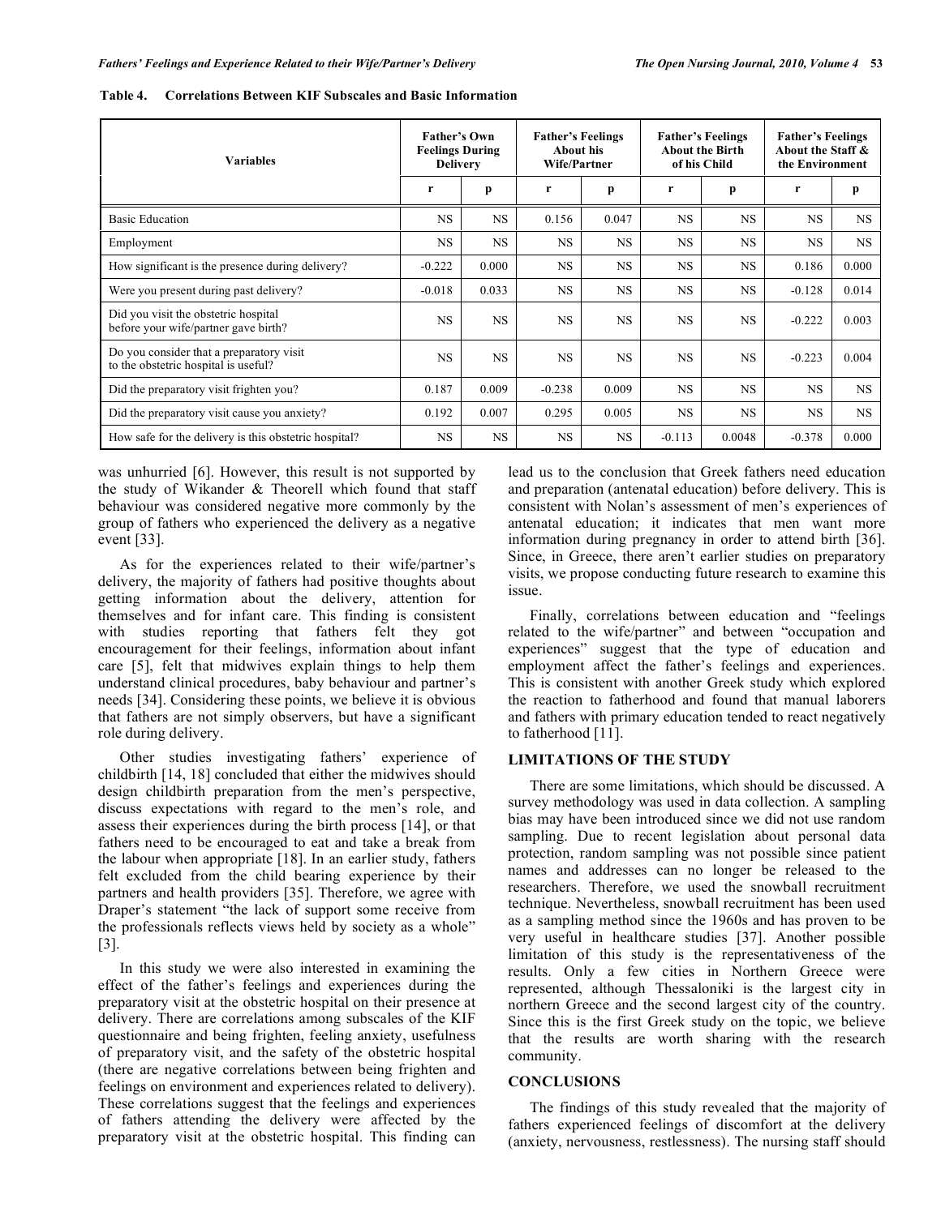**Table 4. Correlations Between KIF Subscales and Basic Information**

| Variables | Father's Own Feelings During Delivery | | Father's Feelings About his Wife/Partner | | Father's Feelings About the Birth of his Child | | Father's Feelings About the Staff & the Environment | |
|---|---|---|---|---|---|---|---|---|
| | r | p | r | p | r | p | r | p |
| Basic Education | NS | NS | 0.156 | 0.047 | NS | NS | NS | NS |
| Employment | NS | NS | NS | NS | NS | NS | NS | NS |
| How significant is the presence during delivery? | -0.222 | 0.000 | NS | NS | NS | NS | 0.186 | 0.000 |
| Were you present during past delivery? | -0.018 | 0.033 | NS | NS | NS | NS | -0.128 | 0.014 |
| Did you visit the obstetric hospital before your wife/partner gave birth? | NS | NS | NS | NS | NS | NS | -0.222 | 0.003 |
| Do you consider that a preparatory visit to the obstetric hospital is useful? | NS | NS | NS | NS | NS | NS | -0.223 | 0.004 |
| Did the preparatory visit frighten you? | 0.187 | 0.009 | -0.238 | 0.009 | NS | NS | NS | NS |
| Did the preparatory visit cause you anxiety? | 0.192 | 0.007 | 0.295 | 0.005 | NS | NS | NS | NS |
| How safe for the delivery is this obstetric hospital? | NS | NS | NS | NS | -0.113 | 0.0048 | -0.378 | 0.000 |

was unhurried [6]. However, this result is not supported by the study of Wikander & Theorell which found that staff behaviour was considered negative more commonly by the group of fathers who experienced the delivery as a negative event [33].

As for the experiences related to their wife/partner's delivery, the majority of fathers had positive thoughts about getting information about the delivery, attention for themselves and for infant care. This finding is consistent with studies reporting that fathers felt they got encouragement for their feelings, information about infant care [5], felt that midwives explain things to help them understand clinical procedures, baby behaviour and partner's needs [34]. Considering these points, we believe it is obvious that fathers are not simply observers, but have a significant role during delivery.

Other studies investigating fathers' experience of childbirth [14, 18] concluded that either the midwives should design childbirth preparation from the men's perspective, discuss expectations with regard to the men's role, and assess their experiences during the birth process [14], or that fathers need to be encouraged to eat and take a break from the labour when appropriate [18]. In an earlier study, fathers felt excluded from the child bearing experience by their partners and health providers [35]. Therefore, we agree with Draper's statement "the lack of support some receive from the professionals reflects views held by society as a whole" [3].

In this study we were also interested in examining the effect of the father's feelings and experiences during the preparatory visit at the obstetric hospital on their presence at delivery. There are correlations among subscales of the KIF questionnaire and being frighten, feeling anxiety, usefulness of preparatory visit, and the safety of the obstetric hospital (there are negative correlations between being frighten and feelings on environment and experiences related to delivery). These correlations suggest that the feelings and experiences of fathers attending the delivery were affected by the preparatory visit at the obstetric hospital. This finding can lead us to the conclusion that Greek fathers need education and preparation (antenatal education) before delivery. This is consistent with Nolan's assessment of men's experiences of antenatal education; it indicates that men want more information during pregnancy in order to attend birth [36]. Since, in Greece, there aren't earlier studies on preparatory visits, we propose conducting future research to examine this issue.

Finally, correlations between education and "feelings related to the wife/partner" and between "occupation and experiences" suggest that the type of education and employment affect the father's feelings and experiences. This is consistent with another Greek study which explored the reaction to fatherhood and found that manual laborers and fathers with primary education tended to react negatively to fatherhood [11].

## LIMITATIONS OF THE STUDY

There are some limitations, which should be discussed. A survey methodology was used in data collection. A sampling bias may have been introduced since we did not use random sampling. Due to recent legislation about personal data protection, random sampling was not possible since patient names and addresses can no longer be released to the researchers. Therefore, we used the snowball recruitment technique. Nevertheless, snowball recruitment has been used as a sampling method since the 1960s and has proven to be very useful in healthcare studies [37]. Another possible limitation of this study is the representativeness of the results. Only a few cities in Northern Greece were represented, although Thessaloniki is the largest city in northern Greece and the second largest city of the country. Since this is the first Greek study on the topic, we believe that the results are worth sharing with the research community.

## CONCLUSIONS

The findings of this study revealed that the majority of fathers experienced feelings of discomfort at the delivery (anxiety, nervousness, restlessness). The nursing staff should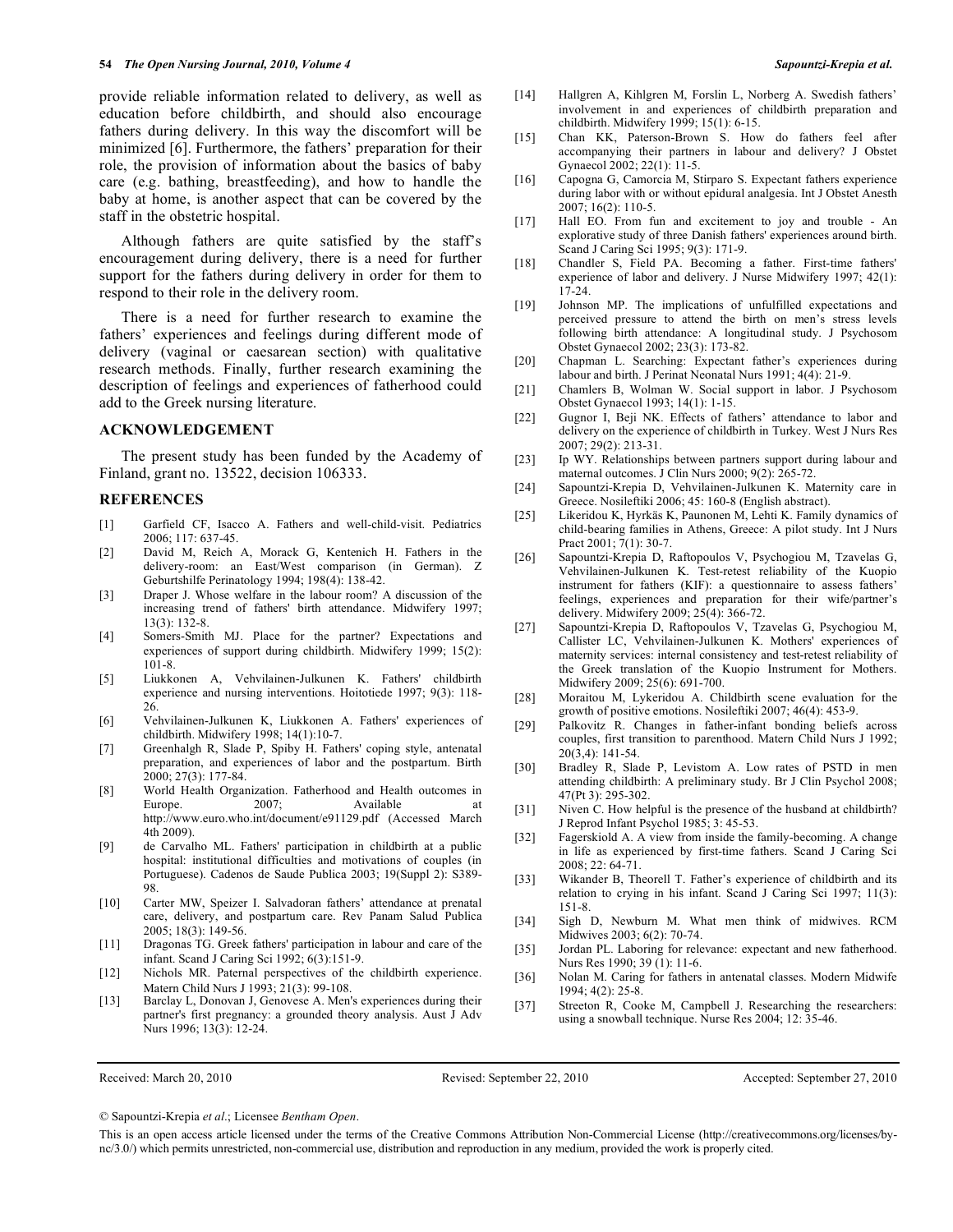provide reliable information related to delivery, as well as education before childbirth, and should also encourage fathers during delivery. In this way the discomfort will be minimized [6]. Furthermore, the fathers' preparation for their role, the provision of information about the basics of baby care (e.g. bathing, breastfeeding), and how to handle the baby at home, is another aspect that can be covered by the staff in the obstetric hospital.

Although fathers are quite satisfied by the staff's encouragement during delivery, there is a need for further support for the fathers during delivery in order for them to respond to their role in the delivery room.

There is a need for further research to examine the fathers' experiences and feelings during different mode of delivery (vaginal or caesarean section) with qualitative research methods. Finally, further research examining the description of feelings and experiences of fatherhood could add to the Greek nursing literature.

## ACKNOWLEDGEMENT

The present study has been funded by the Academy of Finland, grant no. 13522, decision 106333.

## REFERENCES

[1] Garfield CF, Isacco A. Fathers and well-child-visit. Pediatrics 2006; 117: 637-45.

[2] David M, Reich A, Morack G, Kentenich H. Fathers in the delivery-room: an East/West comparison (in German). Z Geburtshilfe Perinatology 1994; 198(4): 138-42.

[3] Draper J. Whose welfare in the labour room? A discussion of the increasing trend of fathers' birth attendance. Midwifery 1997; 13(3): 132-8.

[4] Somers-Smith MJ. Place for the partner? Expectations and experiences of support during childbirth. Midwifery 1999; 15(2): 101-8.

[5] Liukkonen A, Vehvilainen-Julkunen K. Fathers' childbirth experience and nursing interventions. Hoitotiede 1997; 9(3): 118-26.

[6] Vehvilainen-Julkunen K, Liukkonen A. Fathers' experiences of childbirth. Midwifery 1998; 14(1):10-7.

[7] Greenhalgh R, Slade P, Spiby H. Fathers' coping style, antenatal preparation, and experiences of labor and the postpartum. Birth 2000; 27(3): 177-84.

[8] World Health Organization. Fatherhood and Health outcomes in Europe. 2007; Available at http://www.euro.who.int/document/e91129.pdf (Accessed March 4th 2009).

[9] de Carvalho ML. Fathers' participation in childbirth at a public hospital: institutional difficulties and motivations of couples (in Portuguese). Cadenos de Saude Publica 2003; 19(Suppl 2): S389-98.

[10] Carter MW, Speizer I. Salvadoran fathers' attendance at prenatal care, delivery, and postpartum care. Rev Panam Salud Publica 2005; 18(3): 149-56.

[11] Dragonas TG. Greek fathers' participation in labour and care of the infant. Scand J Caring Sci 1992; 6(3):151-9.

[12] Nichols MR. Paternal perspectives of the childbirth experience. Matern Child Nurs J 1993; 21(3): 99-108.

[13] Barclay L, Donovan J, Genovese A. Men's experiences during their partner's first pregnancy: a grounded theory analysis. Aust J Adv Nurs 1996; 13(3): 12-24.

[14] Hallgren A, Kihlgren M, Forslin L, Norberg A. Swedish fathers' involvement in and experiences of childbirth preparation and childbirth. Midwifery 1999; 15(1): 6-15.

[15] Chan KK, Paterson-Brown S. How do fathers feel after accompanying their partners in labour and delivery? J Obstet Gynaecol 2002; 22(1): 11-5.

[16] Capogna G, Camorcia M, Stirparo S. Expectant fathers experience during labor with or without epidural analgesia. Int J Obstet Anesth 2007; 16(2): 110-5.

[17] Hall EO. From fun and excitement to joy and trouble - An explorative study of three Danish fathers' experiences around birth. Scand J Caring Sci 1995; 9(3): 171-9.

[18] Chandler S, Field PA. Becoming a father. First-time fathers' experience of labor and delivery. J Nurse Midwifery 1997; 42(1): 17-24.

[19] Johnson MP. The implications of unfulfilled expectations and perceived pressure to attend the birth on men's stress levels following birth attendance: A longitudinal study. J Psychosom Obstet Gynaecol 2002; 23(3): 173-82.

[20] Chapman L. Searching: Expectant father's experiences during labour and birth. J Perinat Neonatal Nurs 1991; 4(4): 21-9.

[21] Chamlers B, Wolman W. Social support in labor. J Psychosom Obstet Gynaecol 1993; 14(1): 1-15.

[22] Gugnor I, Beji NK. Effects of fathers' attendance to labor and delivery on the experience of childbirth in Turkey. West J Nurs Res 2007; 29(2): 213-31.

[23] Ip WY. Relationships between partners support during labour and maternal outcomes. J Clin Nurs 2000; 9(2): 265-72.

[24] Sapountzi-Krepia D, Vehvilainen-Julkunen K. Maternity care in Greece. Nosileftiki 2006; 45: 160-8 (English abstract).

[25] Likeridou K, Hyrkäs K, Paunonen M, Lehti K. Family dynamics of child-bearing families in Athens, Greece: A pilot study. Int J Nurs Pract 2001; 7(1): 30-7.

[26] Sapountzi-Krepia D, Raftopoulos V, Psychogiou M, Tzavelas G, Vehvilainen-Julkunen K. Test-retest reliability of the Kuopio instrument for fathers (KIF): a questionnaire to assess fathers' feelings, experiences and preparation for their wife/partner's delivery. Midwifery 2009; 25(4): 366-72.

[27] Sapountzi-Krepia D, Raftopoulos V, Tzavelas G, Psychogiou M, Callister LC, Vehvilainen-Julkunen K. Mothers' experiences of maternity services: internal consistency and test-retest reliability of the Greek translation of the Kuopio Instrument for Mothers. Midwifery 2009; 25(6): 691-700.

[28] Moraitou M, Lykeridou A. Childbirth scene evaluation for the growth of positive emotions. Nosileftiki 2007; 46(4): 453-9.

[29] Palkovitz R. Changes in father-infant bonding beliefs across couples, first transition to parenthood. Matern Child Nurs J 1992; 20(3,4): 141-54.

[30] Bradley R, Slade P, Levistom A. Low rates of PSTD in men attending childbirth: A preliminary study. Br J Clin Psychol 2008; 47(Pt 3): 295-302.

[31] Niven C. How helpful is the presence of the husband at childbirth? J Reprod Infant Psychol 1985; 3: 45-53.

[32] Fagerskiold A. A view from inside the family-becoming. A change in life as experienced by first-time fathers. Scand J Caring Sci 2008; 22: 64-71.

[33] Wikander B, Theorell T. Father's experience of childbirth and its relation to crying in his infant. Scand J Caring Sci 1997; 11(3): 151-8.

[34] Sigh D, Newburn M. What men think of midwives. RCM Midwives 2003; 6(2): 70-74.

[35] Jordan PL. Laboring for relevance: expectant and new fatherhood. Nurs Res 1990; 39 (1): 11-6.

[36] Nolan M. Caring for fathers in antenatal classes. Modern Midwife 1994; 4(2): 25-8.

[37] Streeton R, Cooke M, Campbell J. Researching the researchers: using a snowball technique. Nurse Res 2004; 12: 35-46.

Received: March 20, 2010 Revised: September 22, 2010 Accepted: September 27, 2010

© Sapountzi-Krepia *et al.*; Licensee *Bentham Open*.

This is an open access article licensed under the terms of the Creative Commons Attribution Non-Commercial License (http://creativecommons.org/licenses/by-nc/3.0/) which permits unrestricted, non-commercial use, distribution and reproduction in any medium, provided the work is properly cited.